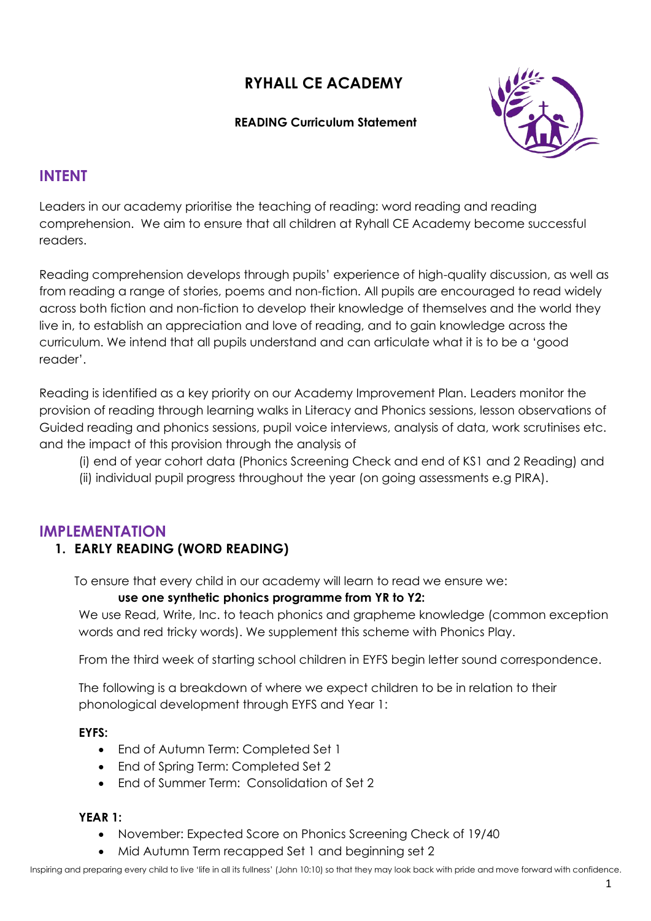# RYHALL CE ACADEMY

**READING Curriculum Statement**

## INTENT

Leaders in our academy prioritise the teaching of reading: word reading and reading comprehension. We aim to ensure that all children at Ryhall CE Academy become successful readers.

Reading comprehension develops through pupils' experience of high-quality discussion, as well as from reading a range of stories, poems and non-fiction. All pupils are encouraged to read widely across both fiction and non-fiction to develop their knowledge of themselves and the world they live in, to establish an appreciation and love of reading, and to gain knowledge across the curriculum. We intend that all pupils understand and can articulate what it is to be a 'good reader'.

Reading is identified as a key priority on our Academy Improvement Plan. Leaders monitor the provision of reading through learning walks in Literacy and Phonics sessions, lesson observations of Guided reading and phonics sessions, pupil voice interviews, analysis of data, work scrutinises etc. and the impact of this provision through the analysis of

(i) end of year cohort data (Phonics Screening Check and end of KS1 and 2 Reading) and
(ii) individual pupil progress throughout the year (on going assessments e.g PIRA).

## IMPLEMENTATION

### 1. EARLY READING (WORD READING)

To ensure that every child in our academy will learn to read we ensure we:

**use one synthetic phonics programme from YR to Y2:**

We use Read, Write, Inc. to teach phonics and grapheme knowledge (common exception words and red tricky words). We supplement this scheme with Phonics Play.

From the third week of starting school children in EYFS begin letter sound correspondence.

The following is a breakdown of where we expect children to be in relation to their phonological development through EYFS and Year 1:

**EYFS:**

- End of Autumn Term: Completed Set 1
- End of Spring Term: Completed Set 2
- End of Summer Term: Consolidation of Set 2

**YEAR 1:**

- November: Expected Score on Phonics Screening Check of 19/40
- Mid Autumn Term recapped Set 1 and beginning set 2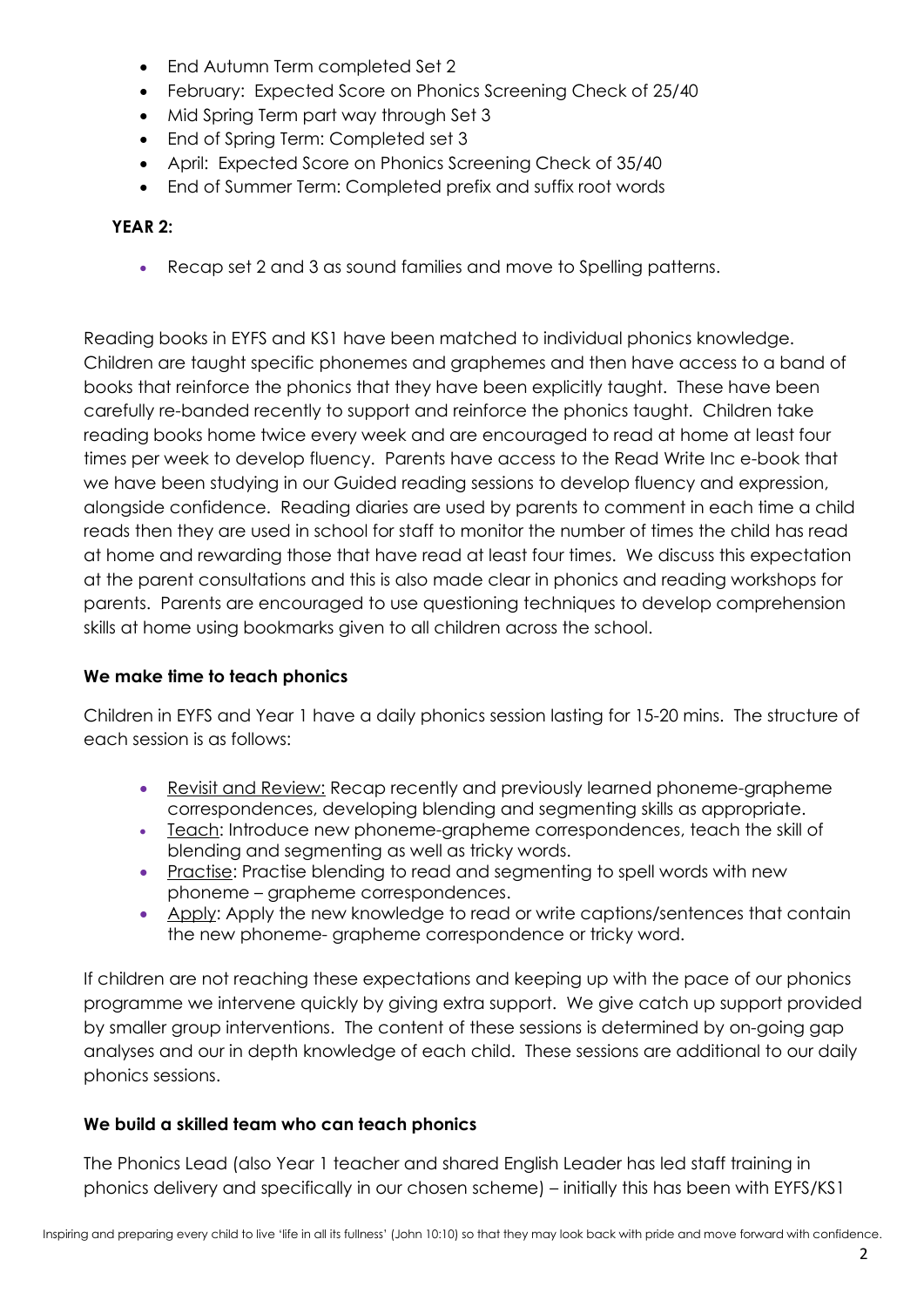- End Autumn Term completed Set 2
- February: Expected Score on Phonics Screening Check of 25/40
- Mid Spring Term part way through Set 3
- End of Spring Term: Completed set 3
- April: Expected Score on Phonics Screening Check of 35/40
- End of Summer Term: Completed prefix and suffix root words

**YEAR 2:**

- Recap set 2 and 3 as sound families and move to Spelling patterns.

Reading books in EYFS and KS1 have been matched to individual phonics knowledge. Children are taught specific phonemes and graphemes and then have access to a band of books that reinforce the phonics that they have been explicitly taught. These have been carefully re-banded recently to support and reinforce the phonics taught. Children take reading books home twice every week and are encouraged to read at home at least four times per week to develop fluency. Parents have access to the Read Write Inc e-book that we have been studying in our Guided reading sessions to develop fluency and expression, alongside confidence. Reading diaries are used by parents to comment in each time a child reads then they are used in school for staff to monitor the number of times the child has read at home and rewarding those that have read at least four times. We discuss this expectation at the parent consultations and this is also made clear in phonics and reading workshops for parents. Parents are encouraged to use questioning techniques to develop comprehension skills at home using bookmarks given to all children across the school.

**We make time to teach phonics**

Children in EYFS and Year 1 have a daily phonics session lasting for 15-20 mins. The structure of each session is as follows:

- <u>Revisit and Review:</u> Recap recently and previously learned phoneme-grapheme correspondences, developing blending and segmenting skills as appropriate.
- <u>Teach</u>: Introduce new phoneme-grapheme correspondences, teach the skill of blending and segmenting as well as tricky words.
- <u>Practise</u>: Practise blending to read and segmenting to spell words with new phoneme – grapheme correspondences.
- <u>Apply</u>: Apply the new knowledge to read or write captions/sentences that contain the new phoneme- grapheme correspondence or tricky word.

If children are not reaching these expectations and keeping up with the pace of our phonics programme we intervene quickly by giving extra support. We give catch up support provided by smaller group interventions. The content of these sessions is determined by on-going gap analyses and our in depth knowledge of each child. These sessions are additional to our daily phonics sessions.

**We build a skilled team who can teach phonics**

The Phonics Lead (also Year 1 teacher and shared English Leader has led staff training in phonics delivery and specifically in our chosen scheme) – initially this has been with EYFS/KS1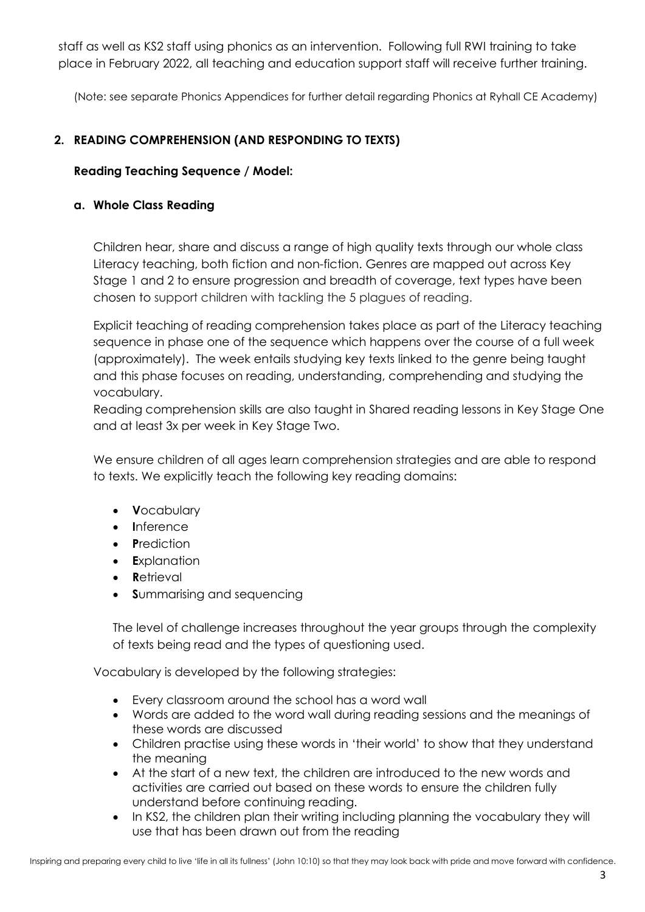staff as well as KS2 staff using phonics as an intervention. Following full RWI training to take place in February 2022, all teaching and education support staff will receive further training.

(Note: see separate Phonics Appendices for further detail regarding Phonics at Ryhall CE Academy)

## 2. READING COMPREHENSION (AND RESPONDING TO TEXTS)

### Reading Teaching Sequence / Model:

### a. Whole Class Reading

Children hear, share and discuss a range of high quality texts through our whole class Literacy teaching, both fiction and non-fiction. Genres are mapped out across Key Stage 1 and 2 to ensure progression and breadth of coverage, text types have been chosen to support children with tackling the 5 plagues of reading.

Explicit teaching of reading comprehension takes place as part of the Literacy teaching sequence in phase one of the sequence which happens over the course of a full week (approximately). The week entails studying key texts linked to the genre being taught and this phase focuses on reading, understanding, comprehending and studying the vocabulary.
Reading comprehension skills are also taught in Shared reading lessons in Key Stage One and at least 3x per week in Key Stage Two.

We ensure children of all ages learn comprehension strategies and are able to respond to texts. We explicitly teach the following key reading domains:

- **V**ocabulary
- **I**nference
- **P**rediction
- **E**xplanation
- **R**etrieval
- **S**ummarising and sequencing

The level of challenge increases throughout the year groups through the complexity of texts being read and the types of questioning used.

Vocabulary is developed by the following strategies:

- Every classroom around the school has a word wall
- Words are added to the word wall during reading sessions and the meanings of these words are discussed
- Children practise using these words in 'their world' to show that they understand the meaning
- At the start of a new text, the children are introduced to the new words and activities are carried out based on these words to ensure the children fully understand before continuing reading.
- In KS2, the children plan their writing including planning the vocabulary they will use that has been drawn out from the reading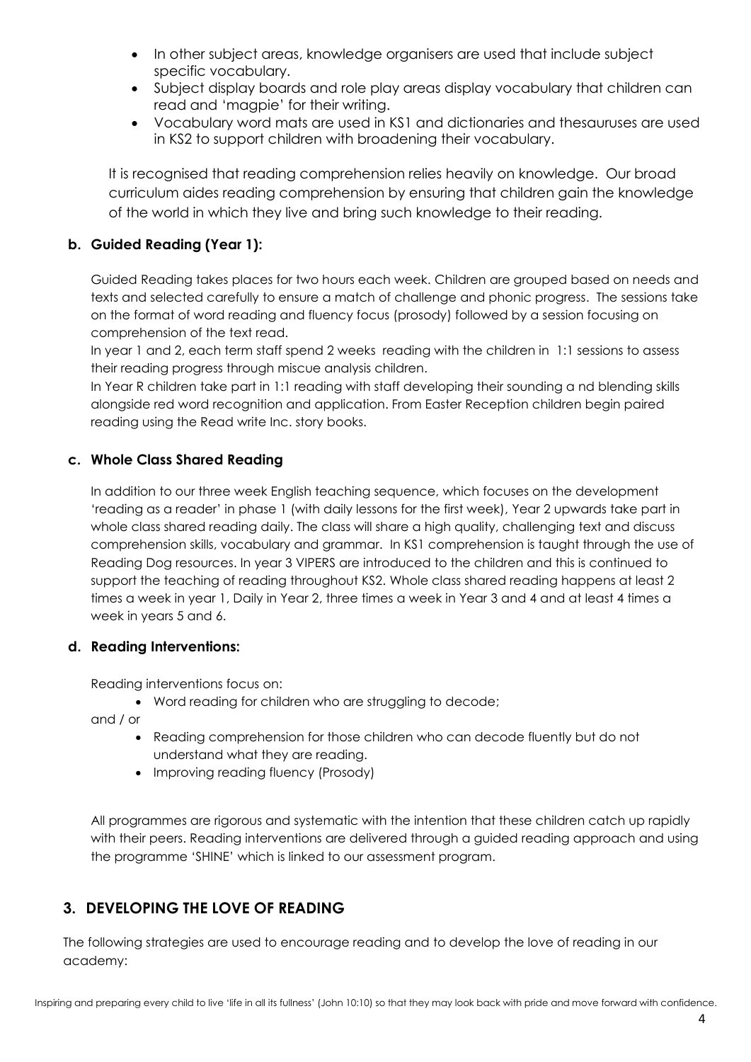- In other subject areas, knowledge organisers are used that include subject specific vocabulary.
- Subject display boards and role play areas display vocabulary that children can read and 'magpie' for their writing.
- Vocabulary word mats are used in KS1 and dictionaries and thesauruses are used in KS2 to support children with broadening their vocabulary.

It is recognised that reading comprehension relies heavily on knowledge. Our broad curriculum aides reading comprehension by ensuring that children gain the knowledge of the world in which they live and bring such knowledge to their reading.

### b. Guided Reading (Year 1):

Guided Reading takes places for two hours each week. Children are grouped based on needs and texts and selected carefully to ensure a match of challenge and phonic progress. The sessions take on the format of word reading and fluency focus (prosody) followed by a session focusing on comprehension of the text read.

In year 1 and 2, each term staff spend 2 weeks reading with the children in 1:1 sessions to assess their reading progress through miscue analysis children.

In Year R children take part in 1:1 reading with staff developing their sounding a nd blending skills alongside red word recognition and application. From Easter Reception children begin paired reading using the Read write Inc. story books.

### c. Whole Class Shared Reading

In addition to our three week English teaching sequence, which focuses on the development 'reading as a reader' in phase 1 (with daily lessons for the first week), Year 2 upwards take part in whole class shared reading daily. The class will share a high quality, challenging text and discuss comprehension skills, vocabulary and grammar. In KS1 comprehension is taught through the use of Reading Dog resources. In year 3 VIPERS are introduced to the children and this is continued to support the teaching of reading throughout KS2. Whole class shared reading happens at least 2 times a week in year 1, Daily in Year 2, three times a week in Year 3 and 4 and at least 4 times a week in years 5 and 6.

### d. Reading Interventions:

Reading interventions focus on:

- Word reading for children who are struggling to decode;

and / or

- Reading comprehension for those children who can decode fluently but do not understand what they are reading.
- Improving reading fluency (Prosody)

All programmes are rigorous and systematic with the intention that these children catch up rapidly with their peers. Reading interventions are delivered through a guided reading approach and using the programme 'SHINE' which is linked to our assessment program.

## 3. DEVELOPING THE LOVE OF READING

The following strategies are used to encourage reading and to develop the love of reading in our academy: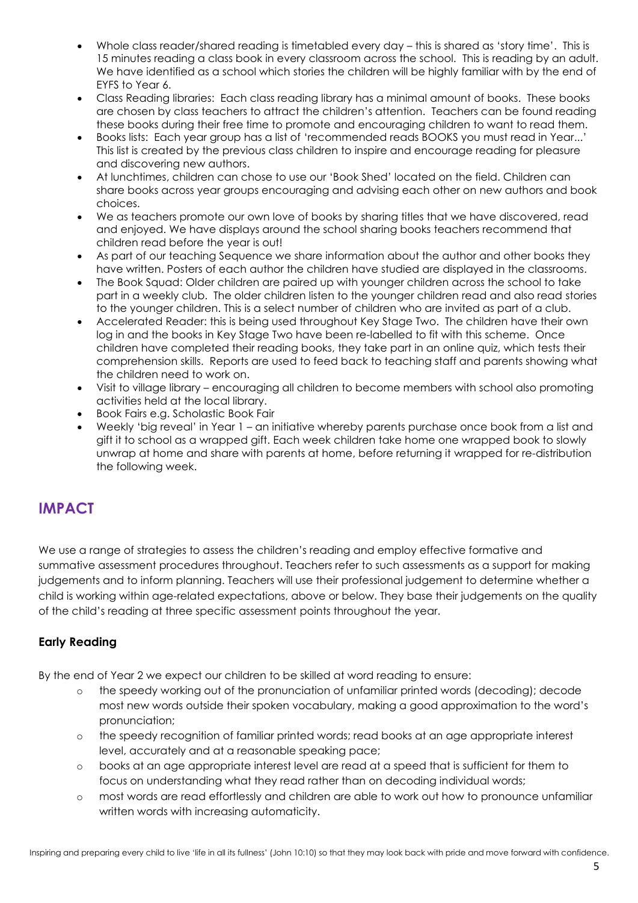- Whole class reader/shared reading is timetabled every day – this is shared as 'story time'. This is 15 minutes reading a class book in every classroom across the school. This is reading by an adult. We have identified as a school which stories the children will be highly familiar with by the end of EYFS to Year 6.
- Class Reading libraries: Each class reading library has a minimal amount of books. These books are chosen by class teachers to attract the children's attention. Teachers can be found reading these books during their free time to promote and encouraging children to want to read them.
- Books lists: Each year group has a list of 'recommended reads BOOKS you must read in Year...' This list is created by the previous class children to inspire and encourage reading for pleasure and discovering new authors.
- At lunchtimes, children can chose to use our 'Book Shed' located on the field. Children can share books across year groups encouraging and advising each other on new authors and book choices.
- We as teachers promote our own love of books by sharing titles that we have discovered, read and enjoyed. We have displays around the school sharing books teachers recommend that children read before the year is out!
- As part of our teaching Sequence we share information about the author and other books they have written. Posters of each author the children have studied are displayed in the classrooms.
- The Book Squad: Older children are paired up with younger children across the school to take part in a weekly club. The older children listen to the younger children read and also read stories to the younger children. This is a select number of children who are invited as part of a club.
- Accelerated Reader: this is being used throughout Key Stage Two. The children have their own log in and the books in Key Stage Two have been re-labelled to fit with this scheme. Once children have completed their reading books, they take part in an online quiz, which tests their comprehension skills. Reports are used to feed back to teaching staff and parents showing what the children need to work on.
- Visit to village library – encouraging all children to become members with school also promoting activities held at the local library.
- Book Fairs e.g. Scholastic Book Fair
- Weekly 'big reveal' in Year 1 – an initiative whereby parents purchase once book from a list and gift it to school as a wrapped gift. Each week children take home one wrapped book to slowly unwrap at home and share with parents at home, before returning it wrapped for re-distribution the following week.

## IMPACT

We use a range of strategies to assess the children's reading and employ effective formative and summative assessment procedures throughout. Teachers refer to such assessments as a support for making judgements and to inform planning. Teachers will use their professional judgement to determine whether a child is working within age-related expectations, above or below. They base their judgements on the quality of the child's reading at three specific assessment points throughout the year.

### Early Reading

By the end of Year 2 we expect our children to be skilled at word reading to ensure:

- the speedy working out of the pronunciation of unfamiliar printed words (decoding); decode most new words outside their spoken vocabulary, making a good approximation to the word's pronunciation;
- the speedy recognition of familiar printed words; read books at an age appropriate interest level, accurately and at a reasonable speaking pace;
- books at an age appropriate interest level are read at a speed that is sufficient for them to focus on understanding what they read rather than on decoding individual words;
- most words are read effortlessly and children are able to work out how to pronounce unfamiliar written words with increasing automaticity.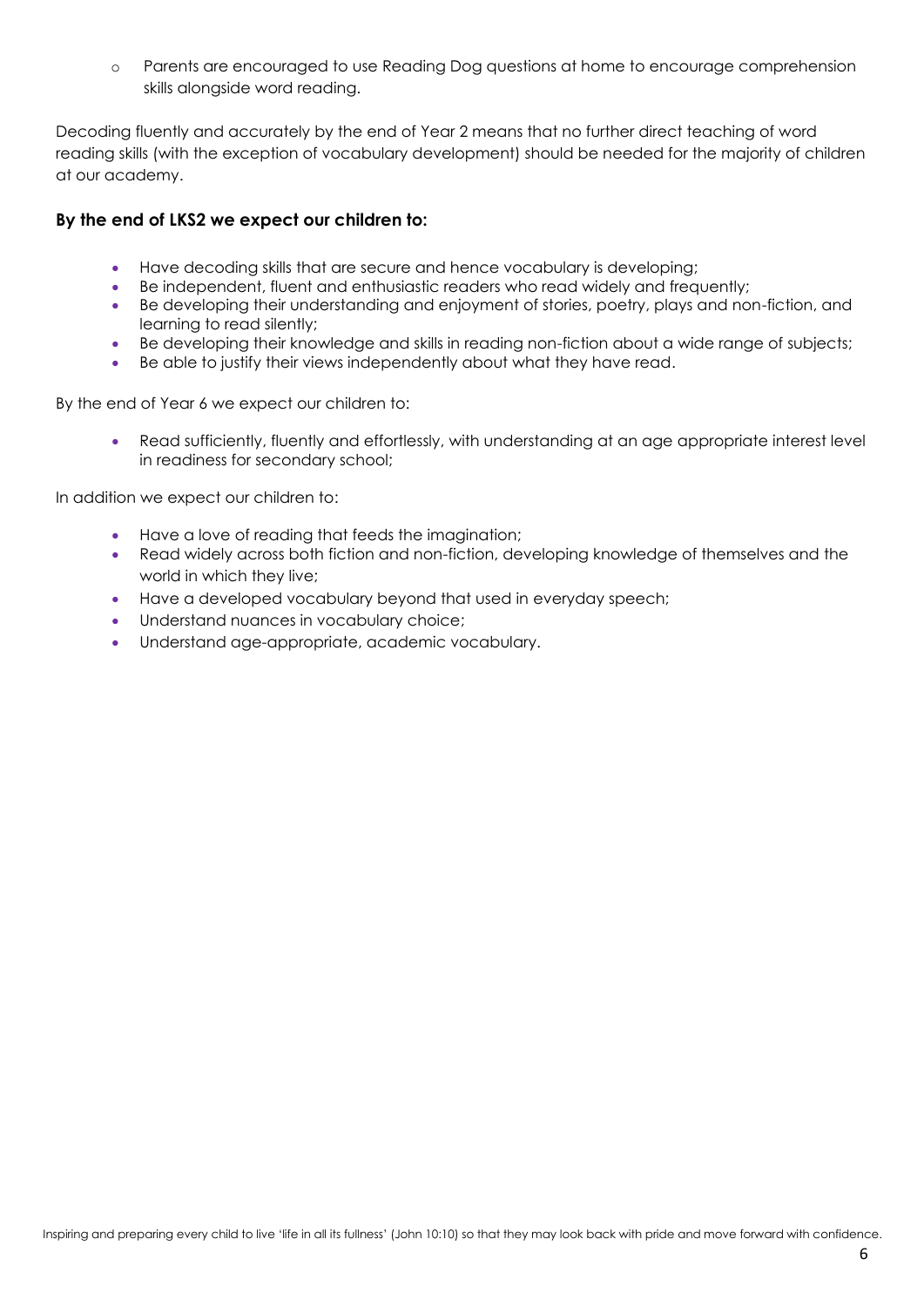- Parents are encouraged to use Reading Dog questions at home to encourage comprehension skills alongside word reading.

Decoding fluently and accurately by the end of Year 2 means that no further direct teaching of word reading skills (with the exception of vocabulary development) should be needed for the majority of children at our academy.

### By the end of LKS2 we expect our children to:

- Have decoding skills that are secure and hence vocabulary is developing;
- Be independent, fluent and enthusiastic readers who read widely and frequently;
- Be developing their understanding and enjoyment of stories, poetry, plays and non-fiction, and learning to read silently;
- Be developing their knowledge and skills in reading non-fiction about a wide range of subjects;
- Be able to justify their views independently about what they have read.

By the end of Year 6 we expect our children to:

- Read sufficiently, fluently and effortlessly, with understanding at an age appropriate interest level in readiness for secondary school;

In addition we expect our children to:

- Have a love of reading that feeds the imagination;
- Read widely across both fiction and non-fiction, developing knowledge of themselves and the world in which they live;
- Have a developed vocabulary beyond that used in everyday speech;
- Understand nuances in vocabulary choice;
- Understand age-appropriate, academic vocabulary.